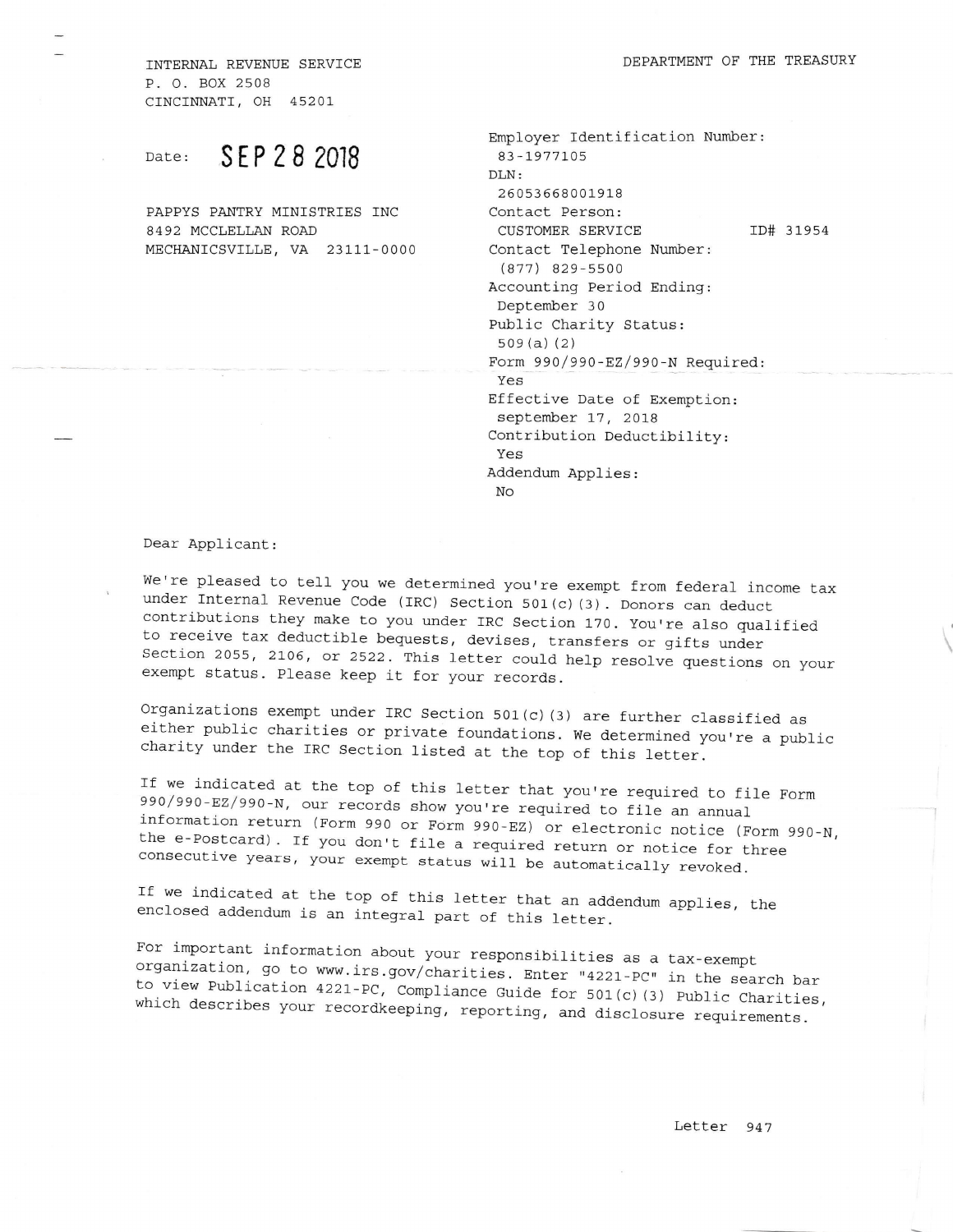INTERNAL REVENUE SERVICE
P. O. BOX 2508
CINCINNATI, OH 45201

DEPARTMENT OF THE TREASURY

Date: **SEP 28 2018**

PAPPYS PANTRY MINISTRIES INC
8492 MCCLELLAN ROAD
MECHANICSVILLE, VA 23111-0000

Employer Identification Number:
83-1977105
DLN:
26053668001918
Contact Person:
CUSTOMER SERVICE ID# 31954
Contact Telephone Number:
(877) 829-5500
Accounting Period Ending:
Deptember 30
Public Charity Status:
509(a)(2)
Form 990/990-EZ/990-N Required:
Yes
Effective Date of Exemption:
september 17, 2018
Contribution Deductibility:
Yes
Addendum Applies:
No

Dear Applicant:

We're pleased to tell you we determined you're exempt from federal income tax under Internal Revenue Code (IRC) Section 501(c)(3). Donors can deduct contributions they make to you under IRC Section 170. You're also qualified to receive tax deductible bequests, devises, transfers or gifts under Section 2055, 2106, or 2522. This letter could help resolve questions on your exempt status. Please keep it for your records.

Organizations exempt under IRC Section 501(c)(3) are further classified as either public charities or private foundations. We determined you're a public charity under the IRC Section listed at the top of this letter.

If we indicated at the top of this letter that you're required to file Form 990/990-EZ/990-N, our records show you're required to file an annual information return (Form 990 or Form 990-EZ) or electronic notice (Form 990-N, the e-Postcard). If you don't file a required return or notice for three consecutive years, your exempt status will be automatically revoked.

If we indicated at the top of this letter that an addendum applies, the enclosed addendum is an integral part of this letter.

For important information about your responsibilities as a tax-exempt organization, go to www.irs.gov/charities. Enter "4221-PC" in the search bar to view Publication 4221-PC, Compliance Guide for 501(c)(3) Public Charities, which describes your recordkeeping, reporting, and disclosure requirements.

Letter 947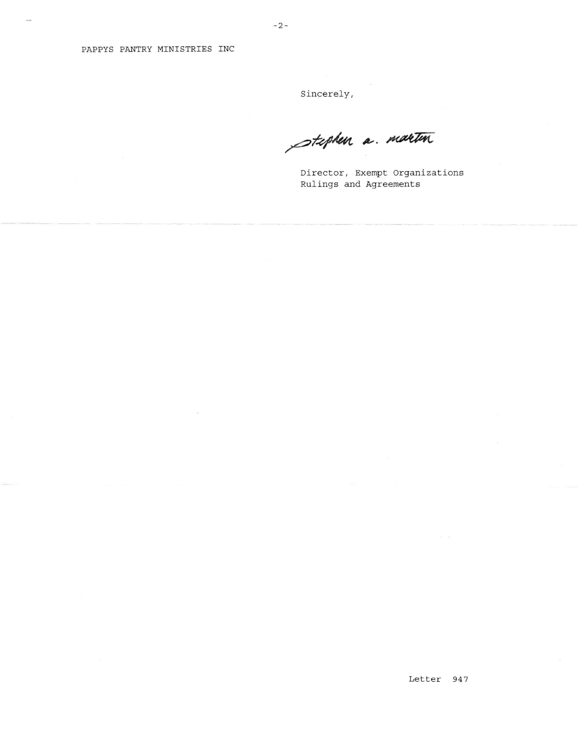PAPPYS PANTRY MINISTRIES INC

Sincerely,

stephen a. martin

Director, Exempt Organizations
Rulings and Agreements

Letter 947